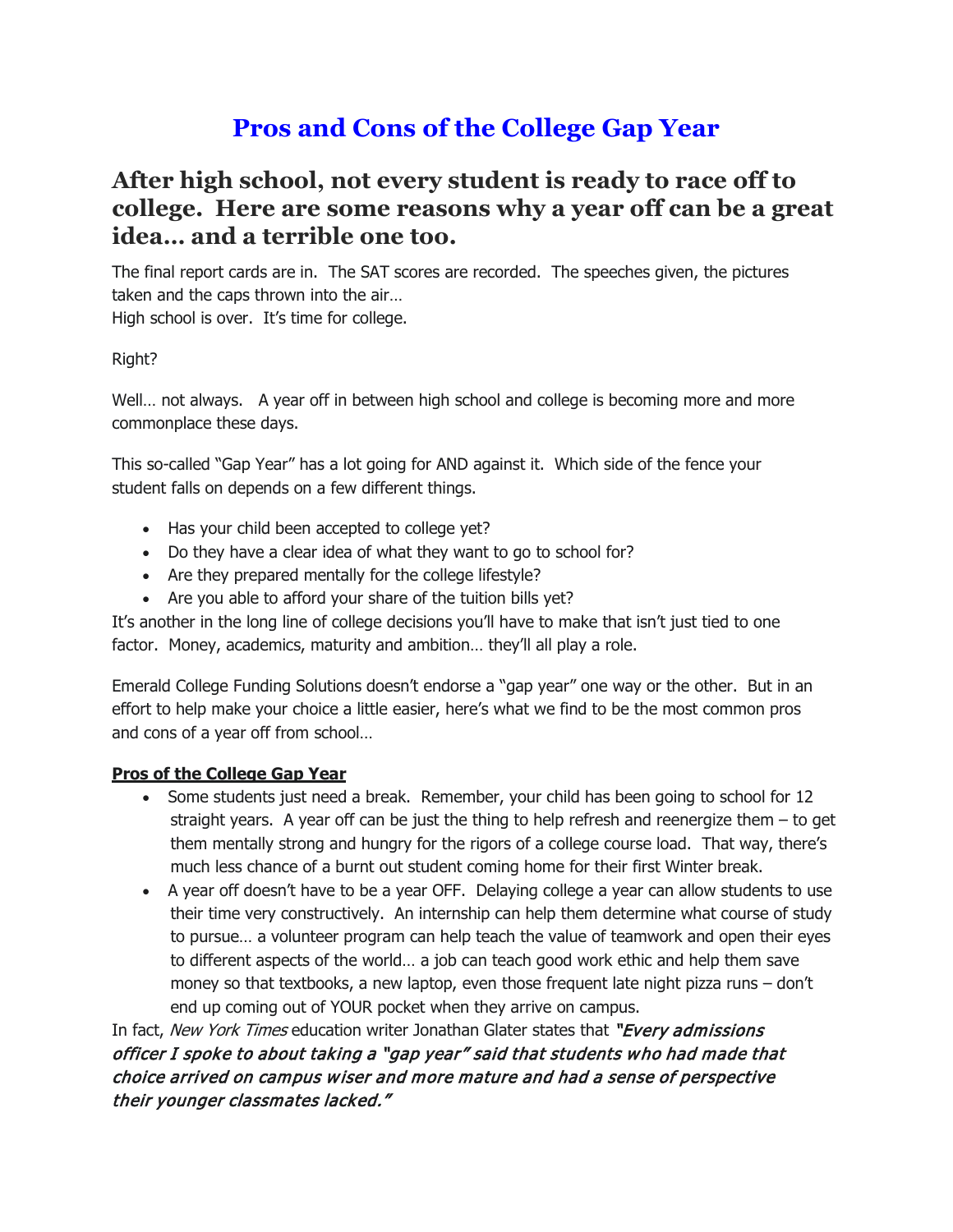# Pros and Cons of the College Gap Year

## After high school, not every student is ready to race off to college. Here are some reasons why a year off can be a great idea… and a terrible one too.

The final report cards are in. The SAT scores are recorded. The speeches given, the pictures taken and the caps thrown into the air…
High school is over. It's time for college.

Right?

Well… not always. A year off in between high school and college is becoming more and more commonplace these days.

This so-called "Gap Year" has a lot going for AND against it. Which side of the fence your student falls on depends on a few different things.

- Has your child been accepted to college yet?
- Do they have a clear idea of what they want to go to school for?
- Are they prepared mentally for the college lifestyle?
- Are you able to afford your share of the tuition bills yet?

It's another in the long line of college decisions you'll have to make that isn't just tied to one factor. Money, academics, maturity and ambition… they'll all play a role.

Emerald College Funding Solutions doesn't endorse a "gap year" one way or the other. But in an effort to help make your choice a little easier, here's what we find to be the most common pros and cons of a year off from school…

**Pros of the College Gap Year**

- Some students just need a break. Remember, your child has been going to school for 12 straight years. A year off can be just the thing to help refresh and reenergize them – to get them mentally strong and hungry for the rigors of a college course load. That way, there's much less chance of a burnt out student coming home for their first Winter break.
- A year off doesn't have to be a year OFF. Delaying college a year can allow students to use their time very constructively. An internship can help them determine what course of study to pursue… a volunteer program can help teach the value of teamwork and open their eyes to different aspects of the world… a job can teach good work ethic and help them save money so that textbooks, a new laptop, even those frequent late night pizza runs – don't end up coming out of YOUR pocket when they arrive on campus.

In fact, *New York Times* education writer Jonathan Glater states that ***"Every admissions officer I spoke to about taking a "gap year" said that students who had made that choice arrived on campus wiser and more mature and had a sense of perspective their younger classmates lacked."***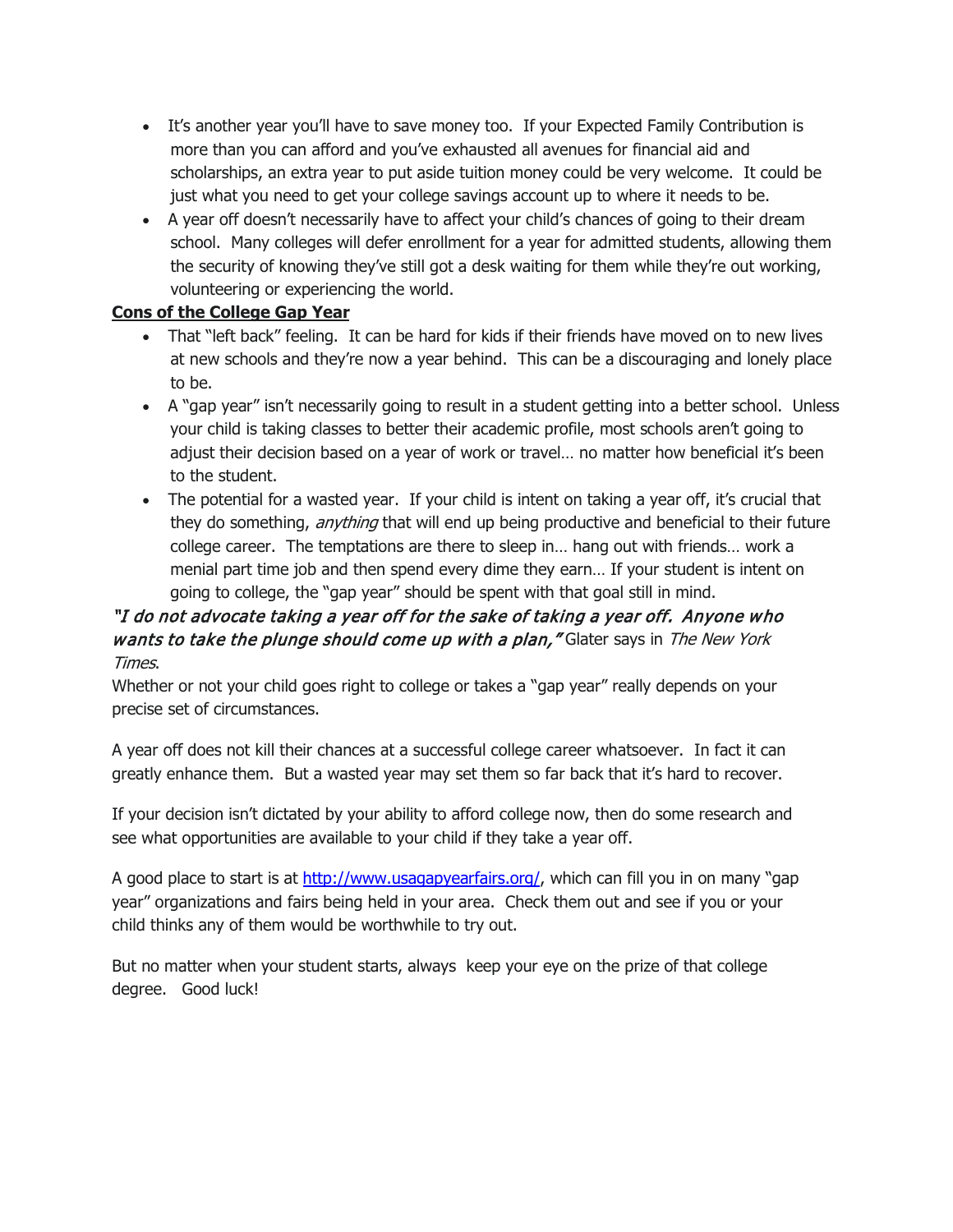- It's another year you'll have to save money too. If your Expected Family Contribution is more than you can afford and you've exhausted all avenues for financial aid and scholarships, an extra year to put aside tuition money could be very welcome. It could be just what you need to get your college savings account up to where it needs to be.
- A year off doesn't necessarily have to affect your child's chances of going to their dream school. Many colleges will defer enrollment for a year for admitted students, allowing them the security of knowing they've still got a desk waiting for them while they're out working, volunteering or experiencing the world.

**Cons of the College Gap Year**

- That "left back" feeling. It can be hard for kids if their friends have moved on to new lives at new schools and they're now a year behind. This can be a discouraging and lonely place to be.
- A "gap year" isn't necessarily going to result in a student getting into a better school. Unless your child is taking classes to better their academic profile, most schools aren't going to adjust their decision based on a year of work or travel… no matter how beneficial it's been to the student.
- The potential for a wasted year. If your child is intent on taking a year off, it's crucial that they do something, *anything* that will end up being productive and beneficial to their future college career. The temptations are there to sleep in… hang out with friends… work a menial part time job and then spend every dime they earn… If your student is intent on going to college, the "gap year" should be spent with that goal still in mind.

***"I do not advocate taking a year off for the sake of taking a year off. Anyone who wants to take the plunge should come up with a plan,"*** Glater says in *The New York Times*.

Whether or not your child goes right to college or takes a "gap year" really depends on your precise set of circumstances.

A year off does not kill their chances at a successful college career whatsoever. In fact it can greatly enhance them. But a wasted year may set them so far back that it's hard to recover.

If your decision isn't dictated by your ability to afford college now, then do some research and see what opportunities are available to your child if they take a year off.

A good place to start is at [http://www.usagapyearfairs.org/](http://www.usagapyearfairs.org/), which can fill you in on many "gap year" organizations and fairs being held in your area. Check them out and see if you or your child thinks any of them would be worthwhile to try out.

But no matter when your student starts, always keep your eye on the prize of that college degree. Good luck!